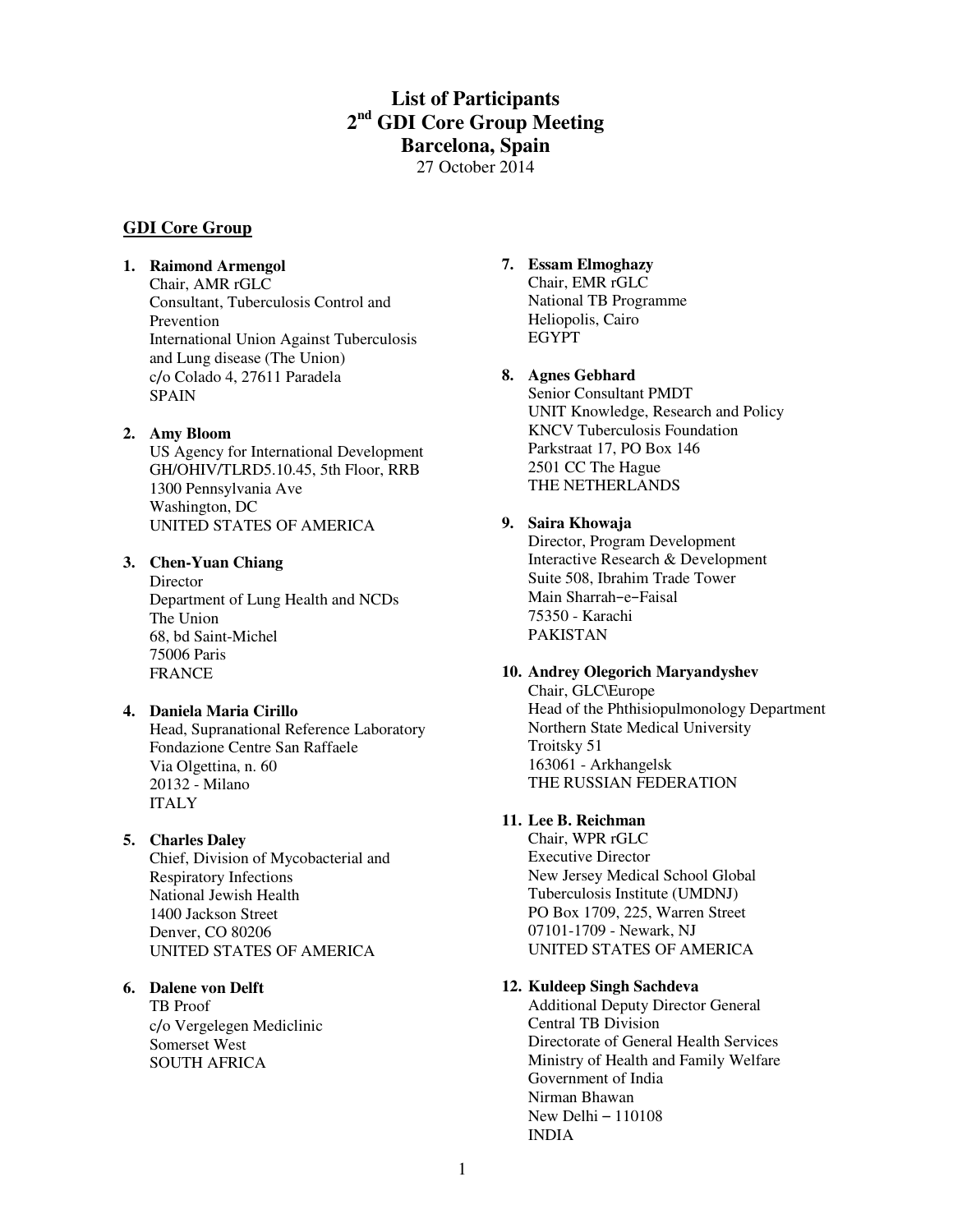# List of Participants
# 2nd GDI Core Group Meeting
# Barcelona, Spain

27 October 2014

## GDI Core Group

1. **Raimond Armengol**
   Chair, AMR rGLC
   Consultant, Tuberculosis Control and Prevention
   International Union Against Tuberculosis and Lung disease (The Union)
   c/o Colado 4, 27611 Paradela
   SPAIN

2. **Amy Bloom**
   US Agency for International Development
   GH/OHIV/TLRD5.10.45, 5th Floor, RRB
   1300 Pennsylvania Ave
   Washington, DC
   UNITED STATES OF AMERICA

3. **Chen-Yuan Chiang**
   Director
   Department of Lung Health and NCDs
   The Union
   68, bd Saint-Michel
   75006 Paris
   FRANCE

4. **Daniela Maria Cirillo**
   Head, Supranational Reference Laboratory
   Fondazione Centre San Raffaele
   Via Olgettina, n. 60
   20132 - Milano
   ITALY

5. **Charles Daley**
   Chief, Division of Mycobacterial and Respiratory Infections
   National Jewish Health
   1400 Jackson Street
   Denver, CO 80206
   UNITED STATES OF AMERICA

6. **Dalene von Delft**
   TB Proof
   c/o Vergelegen Mediclinic
   Somerset West
   SOUTH AFRICA

7. **Essam Elmoghazy**
   Chair, EMR rGLC
   National TB Programme
   Heliopolis, Cairo
   EGYPT

8. **Agnes Gebhard**
   Senior Consultant PMDT
   UNIT Knowledge, Research and Policy
   KNCV Tuberculosis Foundation
   Parkstraat 17, PO Box 146
   2501 CC The Hague
   THE NETHERLANDS

9. **Saira Khowaja**
   Director, Program Development
   Interactive Research & Development
   Suite 508, Ibrahim Trade Tower
   Main Sharrah−e−Faisal
   75350 - Karachi
   PAKISTAN

10. **Andrey Olegorich Maryandyshev**
    Chair, GLC\Europe
    Head of the Phthisiopulmonology Department
    Northern State Medical University
    Troitsky 51
    163061 - Arkhangelsk
    THE RUSSIAN FEDERATION

11. **Lee B. Reichman**
    Chair, WPR rGLC
    Executive Director
    New Jersey Medical School Global Tuberculosis Institute (UMDNJ)
    PO Box 1709, 225, Warren Street
    07101-1709 - Newark, NJ
    UNITED STATES OF AMERICA

12. **Kuldeep Singh Sachdeva**
    Additional Deputy Director General
    Central TB Division
    Directorate of General Health Services
    Ministry of Health and Family Welfare
    Government of India
    Nirman Bhawan
    New Delhi – 110108
    INDIA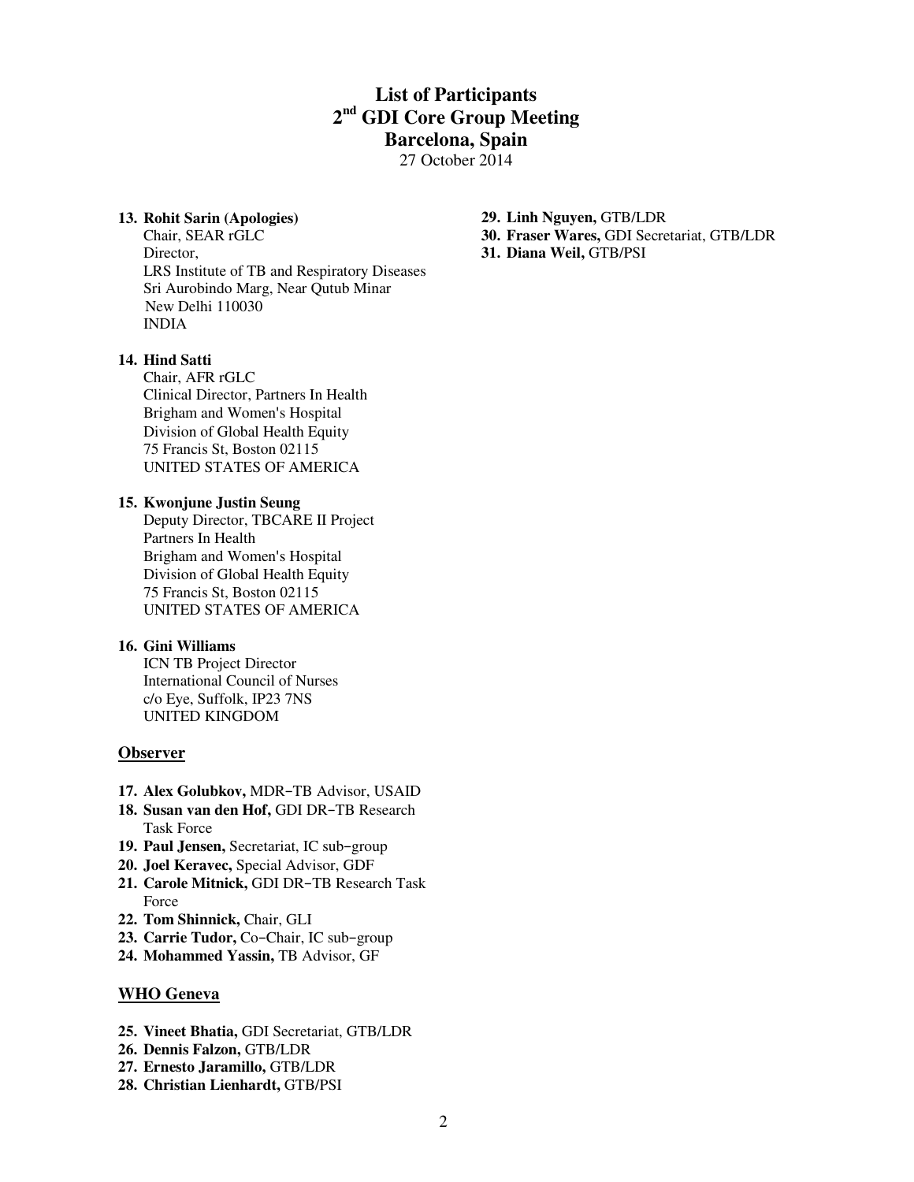# List of Participants
# 2nd GDI Core Group Meeting
# Barcelona, Spain

27 October 2014

13. **Rohit Sarin (Apologies)**
    Chair, SEAR rGLC
    Director,
    LRS Institute of TB and Respiratory Diseases
    Sri Aurobindo Marg, Near Qutub Minar
    New Delhi 110030
    INDIA

14. **Hind Satti**
    Chair, AFR rGLC
    Clinical Director, Partners In Health
    Brigham and Women's Hospital
    Division of Global Health Equity
    75 Francis St, Boston 02115
    UNITED STATES OF AMERICA

15. **Kwonjune Justin Seung**
    Deputy Director, TBCARE II Project
    Partners In Health
    Brigham and Women's Hospital
    Division of Global Health Equity
    75 Francis St, Boston 02115
    UNITED STATES OF AMERICA

16. **Gini Williams**
    ICN TB Project Director
    International Council of Nurses
    c/o Eye, Suffolk, IP23 7NS
    UNITED KINGDOM

## Observer

17. **Alex Golubkov,** MDR-TB Advisor, USAID
18. **Susan van den Hof,** GDI DR-TB Research Task Force
19. **Paul Jensen,** Secretariat, IC sub-group
20. **Joel Keravec,** Special Advisor, GDF
21. **Carole Mitnick,** GDI DR-TB Research Task Force
22. **Tom Shinnick,** Chair, GLI
23. **Carrie Tudor,** Co-Chair, IC sub-group
24. **Mohammed Yassin,** TB Advisor, GF

## WHO Geneva

25. **Vineet Bhatia,** GDI Secretariat, GTB/LDR
26. **Dennis Falzon,** GTB/LDR
27. **Ernesto Jaramillo,** GTB/LDR
28. **Christian Lienhardt,** GTB/PSI
29. **Linh Nguyen,** GTB/LDR
30. **Fraser Wares,** GDI Secretariat, GTB/LDR
31. **Diana Weil,** GTB/PSI